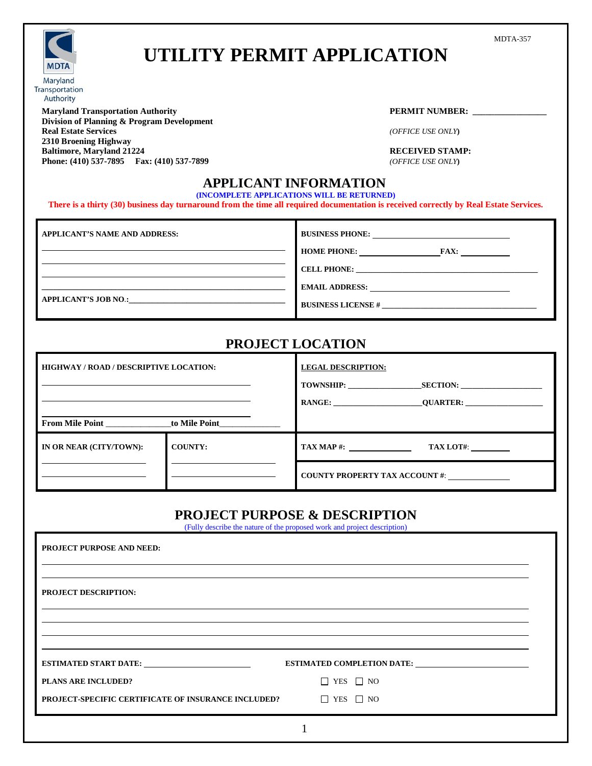MDTA-357

Maryland Transportation Authority

# UTILITY PERMIT APPLICATION

**Maryland Transportation Authority**
**Division of Planning & Program Development**
**Real Estate Services**
**2310 Broening Highway**
**Baltimore, Maryland 21224**
**Phone: (410) 537-7895 Fax: (410) 537-7899**

**PERMIT NUMBER:** ________________

*(OFFICE USE ONLY)*

**RECEIVED STAMP:**
*(OFFICE USE ONLY)*

## APPLICANT INFORMATION

**(INCOMPLETE APPLICATIONS WILL BE RETURNED)**

**There is a thirty (30) business day turnaround from the time all required documentation is received correctly by Real Estate Services.**

| | |
|---|---|
| **APPLICANT'S NAME AND ADDRESS:** ________________ ________________ ________________ ________________ | **BUSINESS PHONE:** ________________ **HOME PHONE:** ________________ **FAX:** ________ **CELL PHONE:** ________________ **EMAIL ADDRESS:** ________________ |
| **APPLICANT'S JOB NO.:** ________________ | **BUSINESS LICENSE #** ________________ |

## PROJECT LOCATION

| | | |
|---|---|---|
| **HIGHWAY / ROAD / DESCRIPTIVE LOCATION:** ________________ ________________ ________________ **From Mile Point** ____________ **to Mile Point** ____________ | | **LEGAL DESCRIPTION:** **TOWNSHIP:** ____________ **SECTION:** ____________ **RANGE:** ____________ **QUARTER:** ____________ |
| **IN OR NEAR (CITY/TOWN):** ________________ ________________ | **COUNTY:** ________________ ________________ | **TAX MAP #:** ____________ **TAX LOT#:** ________ **COUNTY PROPERTY TAX ACCOUNT #:** ____________ |

## PROJECT PURPOSE & DESCRIPTION

(Fully describe the nature of the proposed work and project description)

**PROJECT PURPOSE AND NEED:**

________________________________________________________________

________________________________________________________________

**PROJECT DESCRIPTION:**

________________________________________________________________

________________________________________________________________

________________________________________________________________

________________________________________________________________

**ESTIMATED START DATE:** ________________ **ESTIMATED COMPLETION DATE:** ________________

**PLANS ARE INCLUDED?** ☐ YES ☐ NO

**PROJECT-SPECIFIC CERTIFICATE OF INSURANCE INCLUDED?** ☐ YES ☐ NO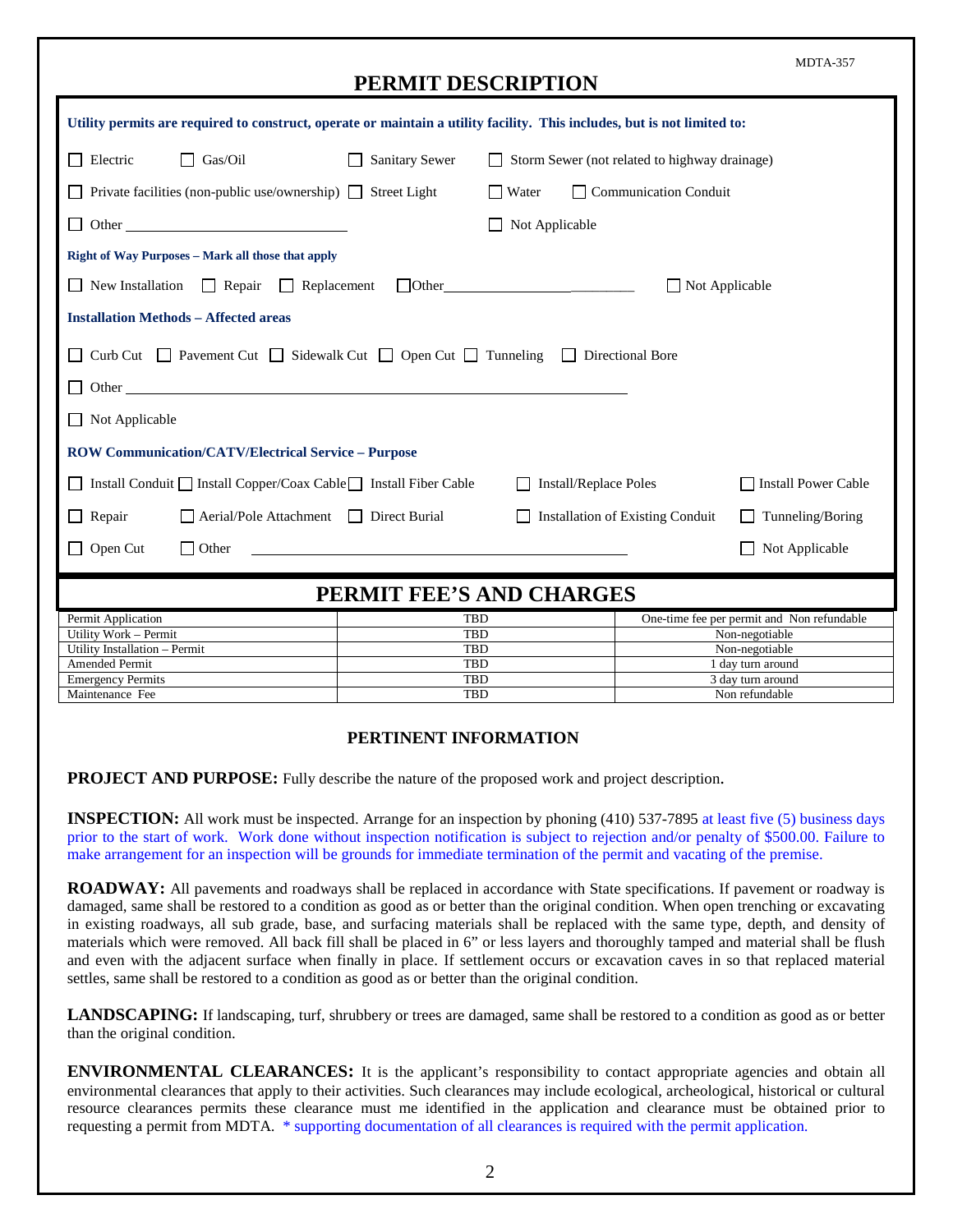MDTA-357

# PERMIT DESCRIPTION

**Utility permits are required to construct, operate or maintain a utility facility. This includes, but is not limited to:**

☐ Electric ☐ Gas/Oil ☐ Sanitary Sewer ☐ Storm Sewer (not related to highway drainage)

☐ Private facilities (non-public use/ownership) ☐ Street Light ☐ Water ☐ Communication Conduit

☐ Other ____________________ ☐ Not Applicable

**Right of Way Purposes – Mark all those that apply**

☐ New Installation ☐ Repair ☐ Replacement ☐ Other____________________ ☐ Not Applicable

**Installation Methods – Affected areas**

☐ Curb Cut ☐ Pavement Cut ☐ Sidewalk Cut ☐ Open Cut ☐ Tunneling ☐ Directional Bore

☐ Other ____________________________________________

☐ Not Applicable

**ROW Communication/CATV/Electrical Service – Purpose**

☐ Install Conduit ☐ Install Copper/Coax Cable ☐ Install Fiber Cable ☐ Install/Replace Poles ☐ Install Power Cable

☐ Repair ☐ Aerial/Pole Attachment ☐ Direct Burial ☐ Installation of Existing Conduit ☐ Tunneling/Boring

☐ Open Cut ☐ Other ____________________________________________ ☐ Not Applicable

## PERMIT FEE'S AND CHARGES

| | | |
|---|---|---|
| Permit Application | TBD | One-time fee per permit and Non refundable |
| Utility Work – Permit | TBD | Non-negotiable |
| Utility Installation – Permit | TBD | Non-negotiable |
| Amended Permit | TBD | 1 day turn around |
| Emergency Permits | TBD | 3 day turn around |
| Maintenance Fee | TBD | Non refundable |

### PERTINENT INFORMATION

**PROJECT AND PURPOSE:** Fully describe the nature of the proposed work and project description.

**INSPECTION:** All work must be inspected. Arrange for an inspection by phoning (410) 537-7895 at least five (5) business days prior to the start of work. Work done without inspection notification is subject to rejection and/or penalty of $500.00. Failure to make arrangement for an inspection will be grounds for immediate termination of the permit and vacating of the premise.

**ROADWAY:** All pavements and roadways shall be replaced in accordance with State specifications. If pavement or roadway is damaged, same shall be restored to a condition as good as or better than the original condition. When open trenching or excavating in existing roadways, all sub grade, base, and surfacing materials shall be replaced with the same type, depth, and density of materials which were removed. All back fill shall be placed in 6" or less layers and thoroughly tamped and material shall be flush and even with the adjacent surface when finally in place. If settlement occurs or excavation caves in so that replaced material settles, same shall be restored to a condition as good as or better than the original condition.

**LANDSCAPING:** If landscaping, turf, shrubbery or trees are damaged, same shall be restored to a condition as good as or better than the original condition.

**ENVIRONMENTAL CLEARANCES:** It is the applicant's responsibility to contact appropriate agencies and obtain all environmental clearances that apply to their activities. Such clearances may include ecological, archeological, historical or cultural resource clearances permits these clearance must me identified in the application and clearance must be obtained prior to requesting a permit from MDTA. * supporting documentation of all clearances is required with the permit application.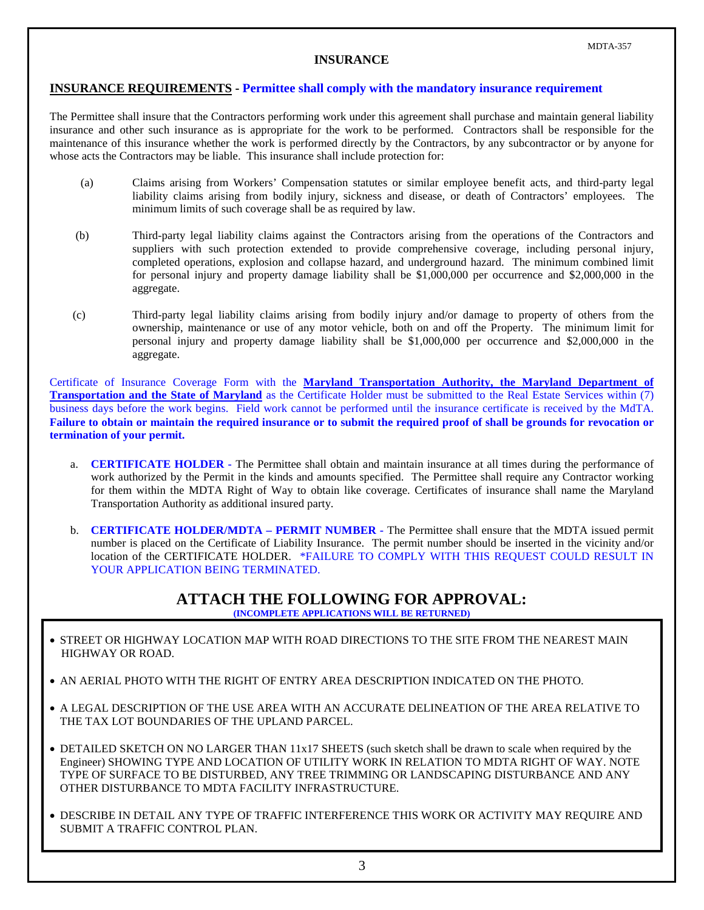# INSURANCE

**INSURANCE REQUIREMENTS - Permittee shall comply with the mandatory insurance requirement**

The Permittee shall insure that the Contractors performing work under this agreement shall purchase and maintain general liability insurance and other such insurance as is appropriate for the work to be performed. Contractors shall be responsible for the maintenance of this insurance whether the work is performed directly by the Contractors, by any subcontractor or by anyone for whose acts the Contractors may be liable. This insurance shall include protection for:

(a) Claims arising from Workers' Compensation statutes or similar employee benefit acts, and third-party legal liability claims arising from bodily injury, sickness and disease, or death of Contractors' employees. The minimum limits of such coverage shall be as required by law.

(b) Third-party legal liability claims against the Contractors arising from the operations of the Contractors and suppliers with such protection extended to provide comprehensive coverage, including personal injury, completed operations, explosion and collapse hazard, and underground hazard. The minimum combined limit for personal injury and property damage liability shall be $1,000,000 per occurrence and $2,000,000 in the aggregate.

(c) Third-party legal liability claims arising from bodily injury and/or damage to property of others from the ownership, maintenance or use of any motor vehicle, both on and off the Property. The minimum limit for personal injury and property damage liability shall be $1,000,000 per occurrence and $2,000,000 in the aggregate.

Certificate of Insurance Coverage Form with the **Maryland Transportation Authority, the Maryland Department of Transportation and the State of Maryland** as the Certificate Holder must be submitted to the Real Estate Services within (7) business days before the work begins. Field work cannot be performed until the insurance certificate is received by the MdTA. **Failure to obtain or maintain the required insurance or to submit the required proof of shall be grounds for revocation or termination of your permit.**

a. **CERTIFICATE HOLDER -** The Permittee shall obtain and maintain insurance at all times during the performance of work authorized by the Permit in the kinds and amounts specified. The Permittee shall require any Contractor working for them within the MDTA Right of Way to obtain like coverage. Certificates of insurance shall name the Maryland Transportation Authority as additional insured party.

b. **CERTIFICATE HOLDER/MDTA – PERMIT NUMBER** - The Permittee shall ensure that the MDTA issued permit number is placed on the Certificate of Liability Insurance. The permit number should be inserted in the vicinity and/or location of the CERTIFICATE HOLDER. *FAILURE TO COMPLY WITH THIS REQUEST COULD RESULT IN YOUR APPLICATION BEING TERMINATED.

## ATTACH THE FOLLOWING FOR APPROVAL:

**(INCOMPLETE APPLICATIONS WILL BE RETURNED)**

- STREET OR HIGHWAY LOCATION MAP WITH ROAD DIRECTIONS TO THE SITE FROM THE NEAREST MAIN HIGHWAY OR ROAD.
- AN AERIAL PHOTO WITH THE RIGHT OF ENTRY AREA DESCRIPTION INDICATED ON THE PHOTO.
- A LEGAL DESCRIPTION OF THE USE AREA WITH AN ACCURATE DELINEATION OF THE AREA RELATIVE TO THE TAX LOT BOUNDARIES OF THE UPLAND PARCEL.
- DETAILED SKETCH ON NO LARGER THAN 11x17 SHEETS (such sketch shall be drawn to scale when required by the Engineer) SHOWING TYPE AND LOCATION OF UTILITY WORK IN RELATION TO MDTA RIGHT OF WAY. NOTE TYPE OF SURFACE TO BE DISTURBED, ANY TREE TRIMMING OR LANDSCAPING DISTURBANCE AND ANY OTHER DISTURBANCE TO MDTA FACILITY INFRASTRUCTURE.
- DESCRIBE IN DETAIL ANY TYPE OF TRAFFIC INTERFERENCE THIS WORK OR ACTIVITY MAY REQUIRE AND SUBMIT A TRAFFIC CONTROL PLAN.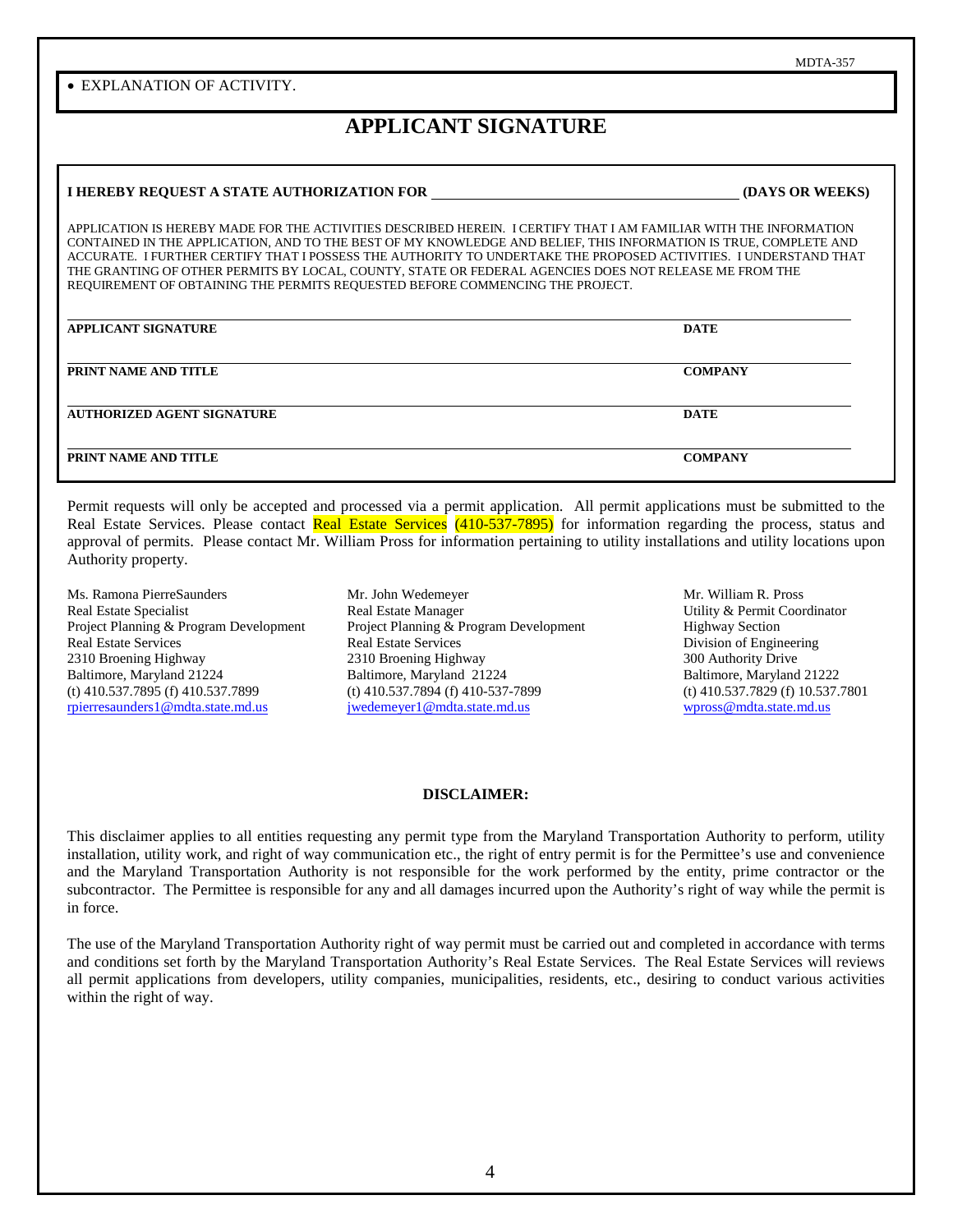MDTA-357

- EXPLANATION OF ACTIVITY.

## APPLICANT SIGNATURE

**I HEREBY REQUEST A STATE AUTHORIZATION FOR \_\_\_\_\_\_\_\_\_\_\_\_\_\_\_\_\_\_\_\_\_\_\_\_\_\_\_\_\_\_\_\_ (DAYS OR WEEKS)**

APPLICATION IS HEREBY MADE FOR THE ACTIVITIES DESCRIBED HEREIN. I CERTIFY THAT I AM FAMILIAR WITH THE INFORMATION CONTAINED IN THE APPLICATION, AND TO THE BEST OF MY KNOWLEDGE AND BELIEF, THIS INFORMATION IS TRUE, COMPLETE AND ACCURATE. I FURTHER CERTIFY THAT I POSSESS THE AUTHORITY TO UNDERTAKE THE PROPOSED ACTIVITIES. I UNDERSTAND THAT THE GRANTING OF OTHER PERMITS BY LOCAL, COUNTY, STATE OR FEDERAL AGENCIES DOES NOT RELEASE ME FROM THE REQUIREMENT OF OBTAINING THE PERMITS REQUESTED BEFORE COMMENCING THE PROJECT.

| | |
|---|---|
| **APPLICANT SIGNATURE** | **DATE** |
| **PRINT NAME AND TITLE** | **COMPANY** |
| **AUTHORIZED AGENT SIGNATURE** | **DATE** |
| **PRINT NAME AND TITLE** | **COMPANY** |

Permit requests will only be accepted and processed via a permit application. All permit applications must be submitted to the Real Estate Services. Please contact Real Estate Services (410-537-7895) for information regarding the process, status and approval of permits. Please contact Mr. William Pross for information pertaining to utility installations and utility locations upon Authority property.

Ms. Ramona PierreSaunders
Real Estate Specialist
Project Planning & Program Development
Real Estate Services
2310 Broening Highway
Baltimore, Maryland 21224
(t) 410.537.7895 (f) 410.537.7899
rpierresaunders1@mdta.state.md.us

Mr. John Wedemeyer
Real Estate Manager
Project Planning & Program Development
Real Estate Services
2310 Broening Highway
Baltimore, Maryland 21224
(t) 410.537.7894 (f) 410-537-7899
jwedemeyer1@mdta.state.md.us

Mr. William R. Pross
Utility & Permit Coordinator
Highway Section
Division of Engineering
300 Authority Drive
Baltimore, Maryland 21222
(t) 410.537.7829 (f) 10.537.7801
wpross@mdta.state.md.us

**DISCLAIMER:**

This disclaimer applies to all entities requesting any permit type from the Maryland Transportation Authority to perform, utility installation, utility work, and right of way communication etc., the right of entry permit is for the Permittee's use and convenience and the Maryland Transportation Authority is not responsible for the work performed by the entity, prime contractor or the subcontractor. The Permittee is responsible for any and all damages incurred upon the Authority's right of way while the permit is in force.

The use of the Maryland Transportation Authority right of way permit must be carried out and completed in accordance with terms and conditions set forth by the Maryland Transportation Authority's Real Estate Services. The Real Estate Services will reviews all permit applications from developers, utility companies, municipalities, residents, etc., desiring to conduct various activities within the right of way.